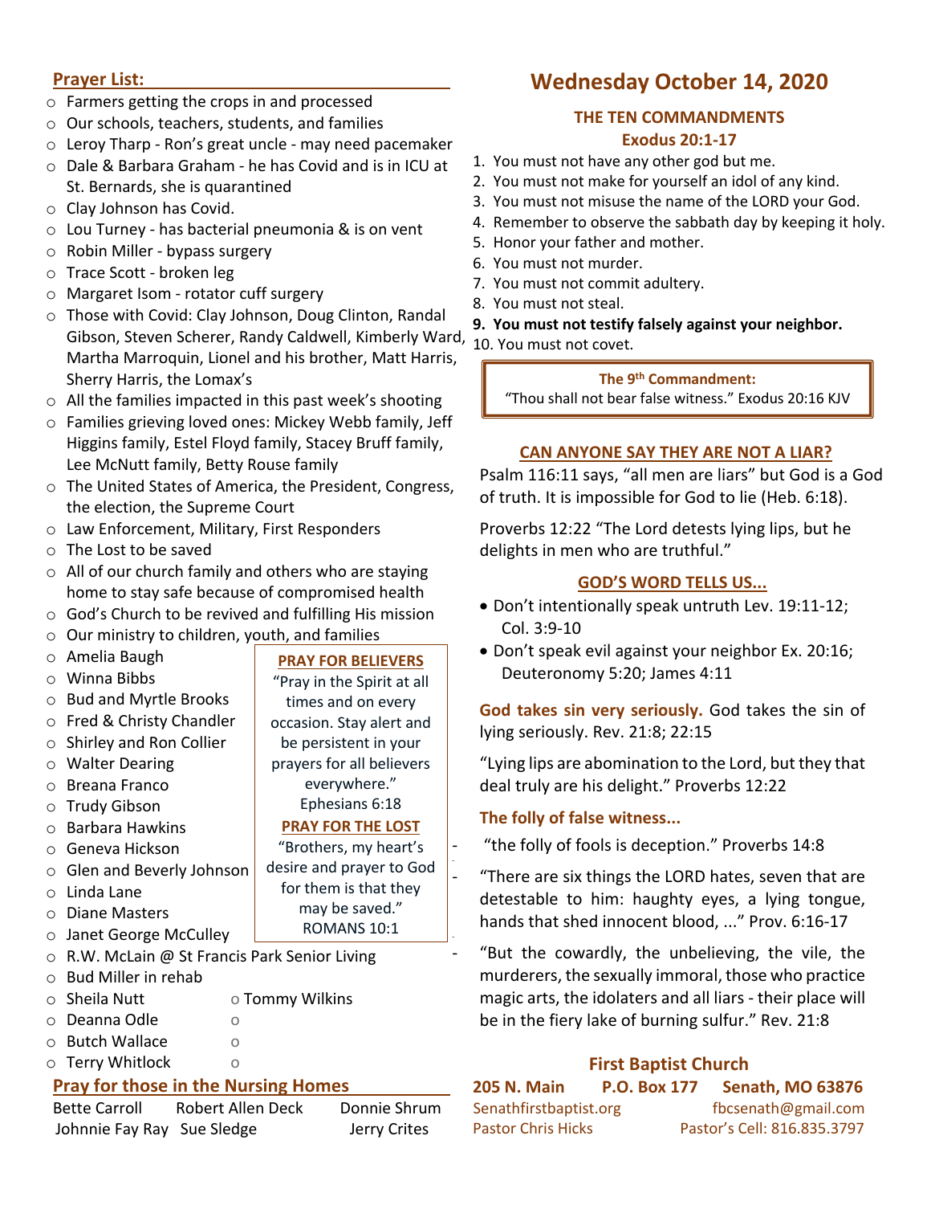## Prayer List:

- Farmers getting the crops in and processed
- Our schools, teachers, students, and families
- Leroy Tharp - Ron's great uncle - may need pacemaker
- Dale & Barbara Graham - he has Covid and is in ICU at St. Bernards, she is quarantined
- Clay Johnson has Covid.
- Lou Turney - has bacterial pneumonia & is on vent
- Robin Miller - bypass surgery
- Trace Scott - broken leg
- Margaret Isom - rotator cuff surgery
- Those with Covid: Clay Johnson, Doug Clinton, Randal Gibson, Steven Scherer, Randy Caldwell, Kimberly Ward, Martha Marroquin, Lionel and his brother, Matt Harris, Sherry Harris, the Lomax's
- All the families impacted in this past week's shooting
- Families grieving loved ones: Mickey Webb family, Jeff Higgins family, Estel Floyd family, Stacey Bruff family, Lee McNutt family, Betty Rouse family
- The United States of America, the President, Congress, the election, the Supreme Court
- Law Enforcement, Military, First Responders
- The Lost to be saved
- All of our church family and others who are staying home to stay safe because of compromised health
- God's Church to be revived and fulfilling His mission
- Our ministry to children, youth, and families
- Amelia Baugh
- Winna Bibbs
- Bud and Myrtle Brooks
- Fred & Christy Chandler
- Shirley and Ron Collier
- Walter Dearing
- Breana Franco
- Trudy Gibson
- Barbara Hawkins
- Geneva Hickson
- Glen and Beverly Johnson
- Linda Lane
- Diane Masters
- Janet George McCulley
- R.W. McLain @ St Francis Park Senior Living
- Bud Miller in rehab
- Sheila Nutt
- Deanna Odle
- Butch Wallace
- Terry Whitlock
- Tommy Wilkins

**PRAY FOR BELIEVERS**

"Pray in the Spirit at all times and on every occasion. Stay alert and be persistent in your prayers for all believers everywhere." Ephesians 6:18

**PRAY FOR THE LOST**

"Brothers, my heart's desire and prayer to God for them is that they may be saved." ROMANS 10:1

## Pray for those in the Nursing Homes

| | | |
|---|---|---|
| Bette Carroll | Robert Allen Deck | Donnie Shrum |
| Johnnie Fay Ray | Sue Sledge | Jerry Crites |

# Wednesday October 14, 2020

### THE TEN COMMANDMENTS
### Exodus 20:1-17

1. You must not have any other god but me.
2. You must not make for yourself an idol of any kind.
3. You must not misuse the name of the LORD your God.
4. Remember to observe the sabbath day by keeping it holy.
5. Honor your father and mother.
6. You must not murder.
7. You must not commit adultery.
8. You must not steal.
9. **You must not testify falsely against your neighbor.**
10. You must not covet.

**The 9th Commandment:**
"Thou shall not bear false witness." Exodus 20:16 KJV

### CAN ANYONE SAY THEY ARE NOT A LIAR?

Psalm 116:11 says, "all men are liars" but God is a God of truth. It is impossible for God to lie (Heb. 6:18).

Proverbs 12:22 "The Lord detests lying lips, but he delights in men who are truthful."

### GOD'S WORD TELLS US...

- Don't intentionally speak untruth Lev. 19:11-12; Col. 3:9-10
- Don't speak evil against your neighbor Ex. 20:16; Deuteronomy 5:20; James 4:11

**God takes sin very seriously.** God takes the sin of lying seriously. Rev. 21:8; 22:15

"Lying lips are abomination to the Lord, but they that deal truly are his delight." Proverbs 12:22

**The folly of false witness...**

- "the folly of fools is deception." Proverbs 14:8
- "There are six things the LORD hates, seven that are detestable to him: haughty eyes, a lying tongue, hands that shed innocent blood, ..." Prov. 6:16-17
- "But the cowardly, the unbelieving, the vile, the murderers, the sexually immoral, those who practice magic arts, the idolaters and all liars - their place will be in the fiery lake of burning sulfur." Rev. 21:8

### First Baptist Church

**205 N. Main P.O. Box 177 Senath, MO 63876**

Senathfirstbaptist.org fbcsenath@gmail.com

Pastor Chris Hicks Pastor's Cell: 816.835.3797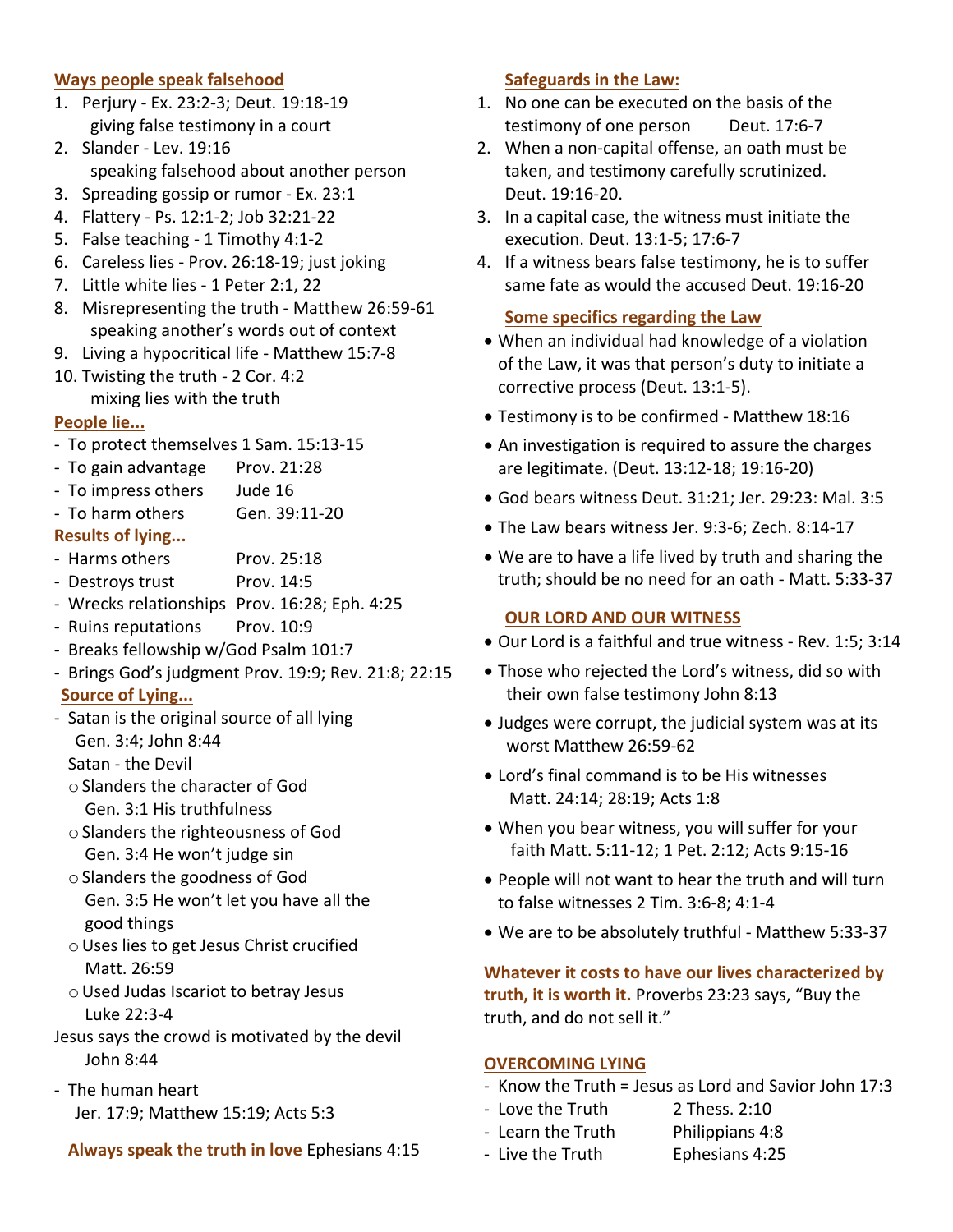### Ways people speak falsehood

1. Perjury - Ex. 23:2-3; Deut. 19:18-19
   giving false testimony in a court
2. Slander - Lev. 19:16
   speaking falsehood about another person
3. Spreading gossip or rumor - Ex. 23:1
4. Flattery - Ps. 12:1-2; Job 32:21-22
5. False teaching - 1 Timothy 4:1-2
6. Careless lies - Prov. 26:18-19; just joking
7. Little white lies - 1 Peter 2:1, 22
8. Misrepresenting the truth - Matthew 26:59-61
   speaking another's words out of context
9. Living a hypocritical life - Matthew 15:7-8
10. Twisting the truth - 2 Cor. 4:2
    mixing lies with the truth

### People lie...

- To protect themselves 1 Sam. 15:13-15
- To gain advantage Prov. 21:28
- To impress others Jude 16
- To harm others Gen. 39:11-20

### Results of lying...

- Harms others Prov. 25:18
- Destroys trust Prov. 14:5
- Wrecks relationships Prov. 16:28; Eph. 4:25
- Ruins reputations Prov. 10:9
- Breaks fellowship w/God Psalm 101:7
- Brings God's judgment Prov. 19:9; Rev. 21:8; 22:15

### Source of Lying...

- Satan is the original source of all lying
  Gen. 3:4; John 8:44
  
  Satan - the Devil
  - Slanders the character of God
    Gen. 3:1 His truthfulness
  - Slanders the righteousness of God
    Gen. 3:4 He won't judge sin
  - Slanders the goodness of God
    Gen. 3:5 He won't let you have all the good things
  - Uses lies to get Jesus Christ crucified
    Matt. 26:59
  - Used Judas Iscariot to betray Jesus
    Luke 22:3-4

Jesus says the crowd is motivated by the devil
John 8:44

- The human heart
  Jer. 17:9; Matthew 15:19; Acts 5:3

**Always speak the truth in love** Ephesians 4:15

### Safeguards in the Law:

1. No one can be executed on the basis of the testimony of one person Deut. 17:6-7
2. When a non-capital offense, an oath must be taken, and testimony carefully scrutinized. Deut. 19:16-20.
3. In a capital case, the witness must initiate the execution. Deut. 13:1-5; 17:6-7
4. If a witness bears false testimony, he is to suffer same fate as would the accused Deut. 19:16-20

### Some specifics regarding the Law

- When an individual had knowledge of a violation of the Law, it was that person's duty to initiate a corrective process (Deut. 13:1-5).
- Testimony is to be confirmed - Matthew 18:16
- An investigation is required to assure the charges are legitimate. (Deut. 13:12-18; 19:16-20)
- God bears witness Deut. 31:21; Jer. 29:23: Mal. 3:5
- The Law bears witness Jer. 9:3-6; Zech. 8:14-17
- We are to have a life lived by truth and sharing the truth; should be no need for an oath - Matt. 5:33-37

### OUR LORD AND OUR WITNESS

- Our Lord is a faithful and true witness - Rev. 1:5; 3:14
- Those who rejected the Lord's witness, did so with their own false testimony John 8:13
- Judges were corrupt, the judicial system was at its worst Matthew 26:59-62
- Lord's final command is to be His witnesses Matt. 24:14; 28:19; Acts 1:8
- When you bear witness, you will suffer for your faith Matt. 5:11-12; 1 Pet. 2:12; Acts 9:15-16
- People will not want to hear the truth and will turn to false witnesses 2 Tim. 3:6-8; 4:1-4
- We are to be absolutely truthful - Matthew 5:33-37

**Whatever it costs to have our lives characterized by truth, it is worth it.** Proverbs 23:23 says, "Buy the truth, and do not sell it."

### OVERCOMING LYING

- Know the Truth = Jesus as Lord and Savior John 17:3
- Love the Truth 2 Thess. 2:10
- Learn the Truth Philippians 4:8
- Live the Truth Ephesians 4:25